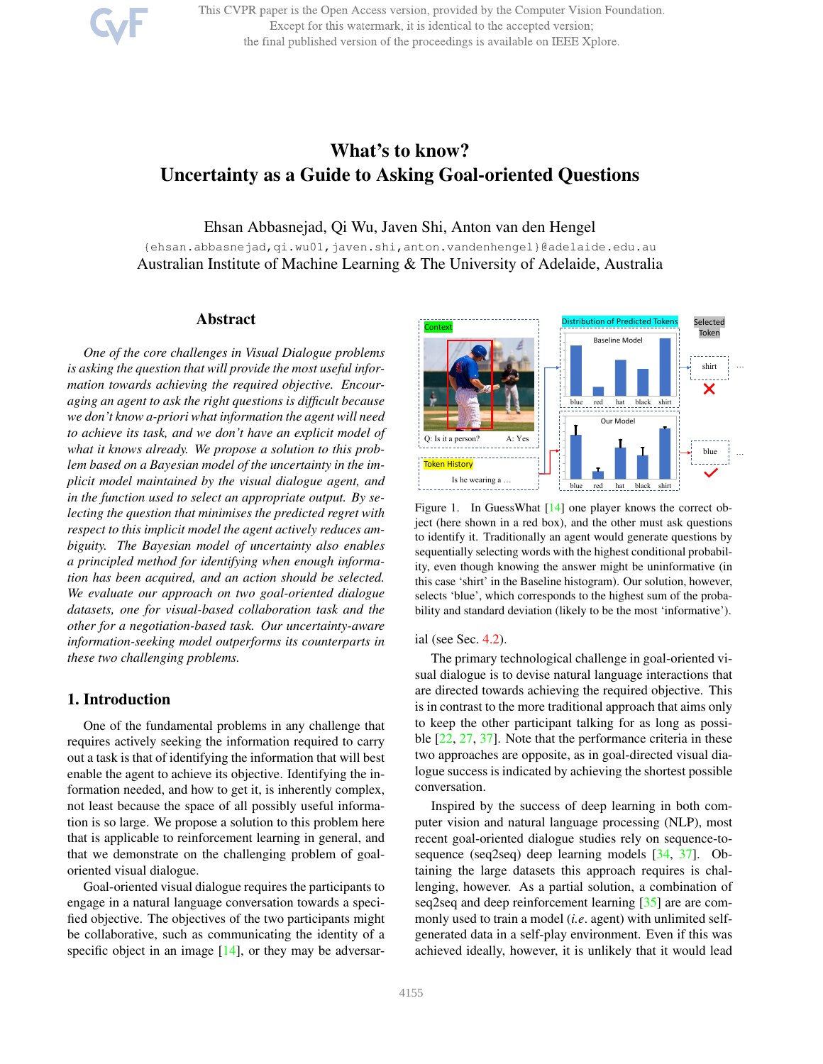# What's to know?
# Uncertainty as a Guide to Asking Goal-oriented Questions

Ehsan Abbasnejad, Qi Wu, Javen Shi, Anton van den Hengel

{ehsan.abbasnejad,qi.wu01,javen.shi,anton.vandenhengel}@adelaide.edu.au

Australian Institute of Machine Learning & The University of Adelaide, Australia

## Abstract

*One of the core challenges in Visual Dialogue problems is asking the question that will provide the most useful information towards achieving the required objective. Encouraging an agent to ask the right questions is difficult because we don't know a-priori what information the agent will need to achieve its task, and we don't have an explicit model of what it knows already. We propose a solution to this problem based on a Bayesian model of the uncertainty in the implicit model maintained by the visual dialogue agent, and in the function used to select an appropriate output. By selecting the question that minimises the predicted regret with respect to this implicit model the agent actively reduces ambiguity. The Bayesian model of uncertainty also enables a principled method for identifying when enough information has been acquired, and an action should be selected. We evaluate our approach on two goal-oriented dialogue datasets, one for visual-based collaboration task and the other for a negotiation-based task. Our uncertainty-aware information-seeking model outperforms its counterparts in these two challenging problems.*

## 1. Introduction

One of the fundamental problems in any challenge that requires actively seeking the information required to carry out a task is that of identifying the information that will best enable the agent to achieve its objective. Identifying the information needed, and how to get it, is inherently complex, not least because the space of all possibly useful information is so large. We propose a solution to this problem here that is applicable to reinforcement learning in general, and that we demonstrate on the challenging problem of goal-oriented visual dialogue.

Goal-oriented visual dialogue requires the participants to engage in a natural language conversation towards a specified objective. The objectives of the two participants might be collaborative, such as communicating the identity of a specific object in an image [14], or they may be adversarial (see Sec. 4.2).

Figure 1. In GuessWhat [14] one player knows the correct object (here shown in a red box), and the other must ask questions to identify it. Traditionally an agent would generate questions by sequentially selecting words with the highest conditional probability, even though knowing the answer might be uninformative (in this case 'shirt' in the Baseline histogram). Our solution, however, selects 'blue', which corresponds to the highest sum of the probability and standard deviation (likely to be the most 'informative').

The primary technological challenge in goal-oriented visual dialogue is to devise natural language interactions that are directed towards achieving the required objective. This is in contrast to the more traditional approach that aims only to keep the other participant talking for as long as possible [22, 27, 37]. Note that the performance criteria in these two approaches are opposite, as in goal-directed visual dialogue success is indicated by achieving the shortest possible conversation.

Inspired by the success of deep learning in both computer vision and natural language processing (NLP), most recent goal-oriented dialogue studies rely on sequence-to-sequence (seq2seq) deep learning models [34, 37]. Obtaining the large datasets this approach requires is challenging, however. As a partial solution, a combination of seq2seq and deep reinforcement learning [35] are are commonly used to train a model (*i.e*. agent) with unlimited self-generated data in a self-play environment. Even if this was achieved ideally, however, it is unlikely that it would lead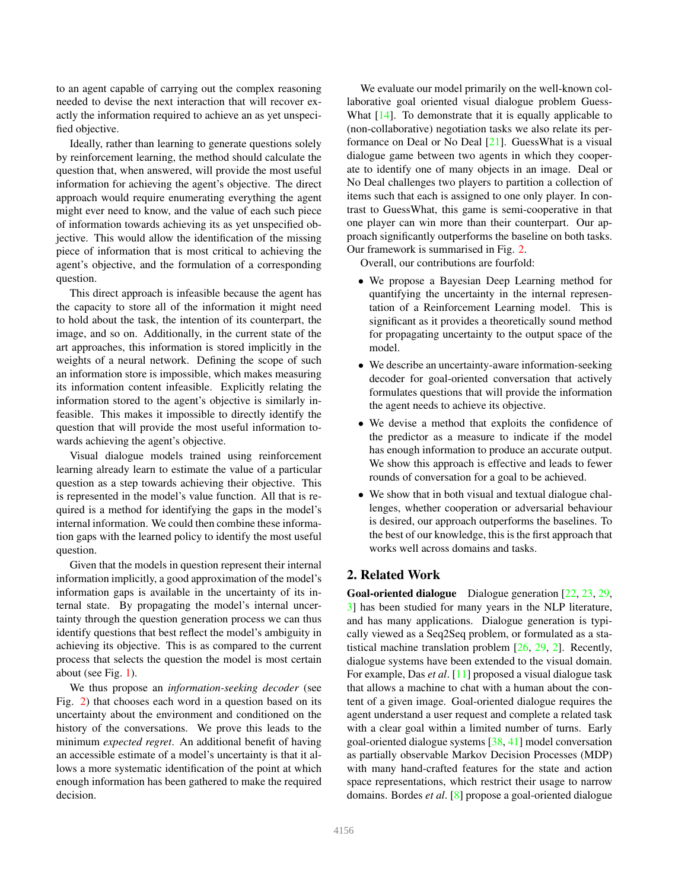to an agent capable of carrying out the complex reasoning needed to devise the next interaction that will recover exactly the information required to achieve an as yet unspecified objective.

Ideally, rather than learning to generate questions solely by reinforcement learning, the method should calculate the question that, when answered, will provide the most useful information for achieving the agent's objective. The direct approach would require enumerating everything the agent might ever need to know, and the value of each such piece of information towards achieving its as yet unspecified objective. This would allow the identification of the missing piece of information that is most critical to achieving the agent's objective, and the formulation of a corresponding question.

This direct approach is infeasible because the agent has the capacity to store all of the information it might need to hold about the task, the intention of its counterpart, the image, and so on. Additionally, in the current state of the art approaches, this information is stored implicitly in the weights of a neural network. Defining the scope of such an information store is impossible, which makes measuring its information content infeasible. Explicitly relating the information stored to the agent's objective is similarly infeasible. This makes it impossible to directly identify the question that will provide the most useful information towards achieving the agent's objective.

Visual dialogue models trained using reinforcement learning already learn to estimate the value of a particular question as a step towards achieving their objective. This is represented in the model's value function. All that is required is a method for identifying the gaps in the model's internal information. We could then combine these information gaps with the learned policy to identify the most useful question.

Given that the models in question represent their internal information implicitly, a good approximation of the model's information gaps is available in the uncertainty of its internal state. By propagating the model's internal uncertainty through the question generation process we can thus identify questions that best reflect the model's ambiguity in achieving its objective. This is as compared to the current process that selects the question the model is most certain about (see Fig. 1).

We thus propose an *information-seeking decoder* (see Fig. 2) that chooses each word in a question based on its uncertainty about the environment and conditioned on the history of the conversations. We prove this leads to the minimum *expected regret*. An additional benefit of having an accessible estimate of a model's uncertainty is that it allows a more systematic identification of the point at which enough information has been gathered to make the required decision.

We evaluate our model primarily on the well-known collaborative goal oriented visual dialogue problem GuessWhat [14]. To demonstrate that it is equally applicable to (non-collaborative) negotiation tasks we also relate its performance on Deal or No Deal [21]. GuessWhat is a visual dialogue game between two agents in which they cooperate to identify one of many objects in an image. Deal or No Deal challenges two players to partition a collection of items such that each is assigned to one only player. In contrast to GuessWhat, this game is semi-cooperative in that one player can win more than their counterpart. Our approach significantly outperforms the baseline on both tasks. Our framework is summarised in Fig. 2.

Overall, our contributions are fourfold:

- We propose a Bayesian Deep Learning method for quantifying the uncertainty in the internal representation of a Reinforcement Learning model. This is significant as it provides a theoretically sound method for propagating uncertainty to the output space of the model.
- We describe an uncertainty-aware information-seeking decoder for goal-oriented conversation that actively formulates questions that will provide the information the agent needs to achieve its objective.
- We devise a method that exploits the confidence of the predictor as a measure to indicate if the model has enough information to produce an accurate output. We show this approach is effective and leads to fewer rounds of conversation for a goal to be achieved.
- We show that in both visual and textual dialogue challenges, whether cooperation or adversarial behaviour is desired, our approach outperforms the baselines. To the best of our knowledge, this is the first approach that works well across domains and tasks.

## 2. Related Work

**Goal-oriented dialogue** Dialogue generation [22, 23, 29, 3] has been studied for many years in the NLP literature, and has many applications. Dialogue generation is typically viewed as a Seq2Seq problem, or formulated as a statistical machine translation problem [26, 29, 2]. Recently, dialogue systems have been extended to the visual domain. For example, Das *et al*. [11] proposed a visual dialogue task that allows a machine to chat with a human about the content of a given image. Goal-oriented dialogue requires the agent understand a user request and complete a related task with a clear goal within a limited number of turns. Early goal-oriented dialogue systems [38, 41] model conversation as partially observable Markov Decision Processes (MDP) with many hand-crafted features for the state and action space representations, which restrict their usage to narrow domains. Bordes *et al*. [8] propose a goal-oriented dialogue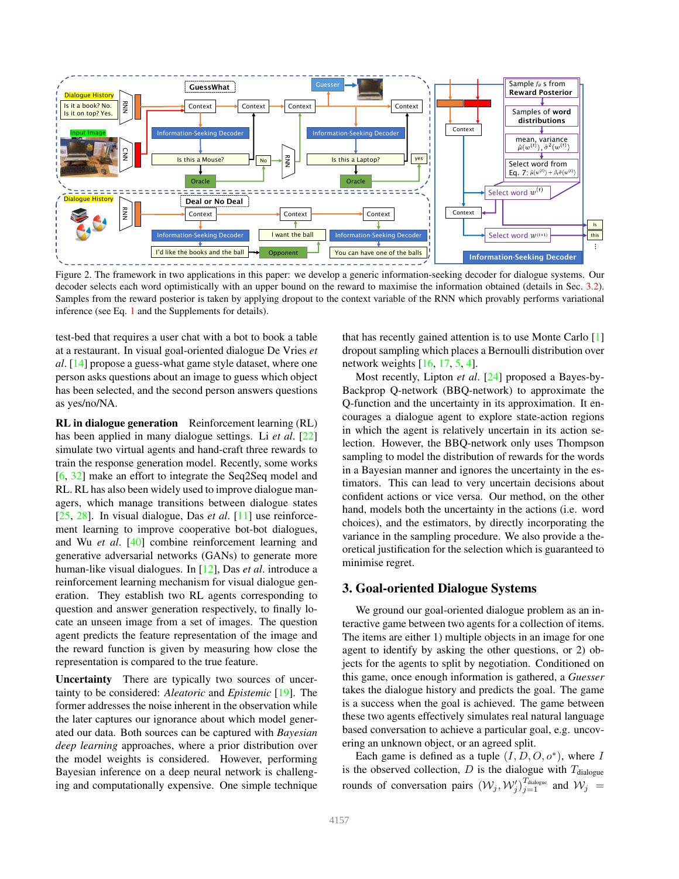Figure 2. The framework in two applications in this paper: we develop a generic information-seeking decoder for dialogue systems. Our decoder selects each word optimistically with an upper bound on the reward to maximise the information obtained (details in Sec. 3.2). Samples from the reward posterior is taken by applying dropout to the context variable of the RNN which provably performs variational inference (see Eq. 1 and the Supplements for details).

test-bed that requires a user chat with a bot to book a table at a restaurant. In visual goal-oriented dialogue De Vries *et al*. [14] propose a guess-what game style dataset, where one person asks questions about an image to guess which object has been selected, and the second person answers questions as yes/no/NA.

**RL in dialogue generation** Reinforcement learning (RL) has been applied in many dialogue settings. Li *et al*. [22] simulate two virtual agents and hand-craft three rewards to train the response generation model. Recently, some works [6, 32] make an effort to integrate the Seq2Seq model and RL. RL has also been widely used to improve dialogue managers, which manage transitions between dialogue states [25, 28]. In visual dialogue, Das *et al*. [11] use reinforcement learning to improve cooperative bot-bot dialogues, and Wu *et al*. [40] combine reinforcement learning and generative adversarial networks (GANs) to generate more human-like visual dialogues. In [12], Das *et al*. introduce a reinforcement learning mechanism for visual dialogue generation. They establish two RL agents corresponding to question and answer generation respectively, to finally locate an unseen image from a set of images. The question agent predicts the feature representation of the image and the reward function is given by measuring how close the representation is compared to the true feature.

**Uncertainty** There are typically two sources of uncertainty to be considered: *Aleatoric* and *Epistemic* [19]. The former addresses the noise inherent in the observation while the later captures our ignorance about which model generated our data. Both sources can be captured with *Bayesian deep learning* approaches, where a prior distribution over the model weights is considered. However, performing Bayesian inference on a deep neural network is challenging and computationally expensive. One simple technique that has recently gained attention is to use Monte Carlo [1] dropout sampling which places a Bernoulli distribution over network weights [16, 17, 5, 4].

Most recently, Lipton *et al*. [24] proposed a Bayes-by-Backprop Q-network (BBQ-network) to approximate the Q-function and the uncertainty in its approximation. It encourages a dialogue agent to explore state-action regions in which the agent is relatively uncertain in its action selection. However, the BBQ-network only uses Thompson sampling to model the distribution of rewards for the words in a Bayesian manner and ignores the uncertainty in the estimators. This can lead to very uncertain decisions about confident actions or vice versa. Our method, on the other hand, models both the uncertainty in the actions (i.e. word choices), and the estimators, by directly incorporating the variance in the sampling procedure. We also provide a theoretical justification for the selection which is guaranteed to minimise regret.

## 3. Goal-oriented Dialogue Systems

We ground our goal-oriented dialogue problem as an interactive game between two agents for a collection of items. The items are either 1) multiple objects in an image for one agent to identify by asking the other questions, or 2) objects for the agents to split by negotiation. Conditioned on this game, once enough information is gathered, a *Guesser* takes the dialogue history and predicts the goal. The game is a success when the goal is achieved. The game between these two agents effectively simulates real natural language based conversation to achieve a particular goal, e.g. uncovering an unknown object, or an agreed split.

Each game is defined as a tuple $(I, D, O, o^*)$, where $I$ is the observed collection, $D$ is the dialogue with $T_{\text{dialogue}}$ rounds of conversation pairs $(\mathcal{W}_j, \mathcal{W}'_j)_{j=1}^{T_{\text{dialogue}}}$ and $\mathcal{W}_j =$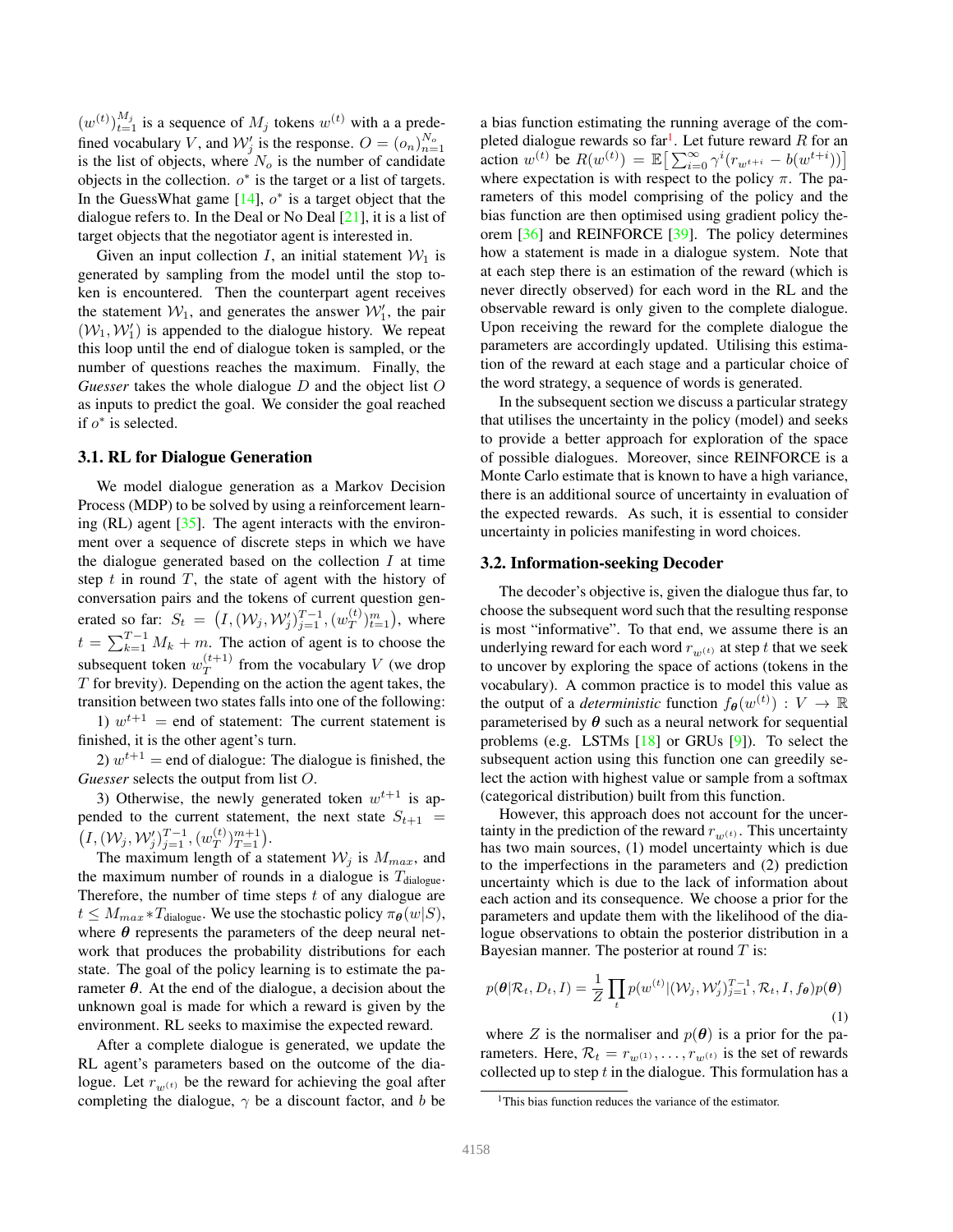$(w^{(t)})_{t=1}^{M_j}$ is a sequence of $M_j$ tokens $w^{(t)}$ with a a predefined vocabulary $V$, and $\mathcal{W}'_j$ is the response. $O = (o_n)_{n=1}^{N_o}$ is the list of objects, where $N_o$ is the number of candidate objects in the collection. $o^*$ is the target or a list of targets. In the GuessWhat game [14], $o^*$ is a target object that the dialogue refers to. In the Deal or No Deal [21], it is a list of target objects that the negotiator agent is interested in.

Given an input collection $I$, an initial statement $\mathcal{W}_1$ is generated by sampling from the model until the stop token is encountered. Then the counterpart agent receives the statement $\mathcal{W}_1$, and generates the answer $\mathcal{W}'_1$, the pair $(\mathcal{W}_1, \mathcal{W}'_1)$ is appended to the dialogue history. We repeat this loop until the end of dialogue token is sampled, or the number of questions reaches the maximum. Finally, the *Guesser* takes the whole dialogue $D$ and the object list $O$ as inputs to predict the goal. We consider the goal reached if $o^*$ is selected.

### 3.1. RL for Dialogue Generation

We model dialogue generation as a Markov Decision Process (MDP) to be solved by using a reinforcement learning (RL) agent [35]. The agent interacts with the environment over a sequence of discrete steps in which we have the dialogue generated based on the collection $I$ at time step $t$ in round $T$, the state of agent with the history of conversation pairs and the tokens of current question generated so far: $S_t = \big(I, (\mathcal{W}_j, \mathcal{W}'_j)_{j=1}^{T-1}, (w_T^{(t)})_{t=1}^{m}\big)$, where $t = \sum_{k=1}^{T-1} M_k + m$. The action of agent is to choose the subsequent token $w_T^{(t+1)}$ from the vocabulary $V$ (we drop $T$ for brevity). Depending on the action the agent takes, the transition between two states falls into one of the following:

1) $w^{t+1}$ = end of statement: The current statement is finished, it is the other agent's turn.

2) $w^{t+1}$ = end of dialogue: The dialogue is finished, the *Guesser* selects the output from list $O$.

3) Otherwise, the newly generated token $w^{t+1}$ is appended to the current statement, the next state $S_{t+1} = \big(I, (\mathcal{W}_j, \mathcal{W}'_j)_{j=1}^{T-1}, (w_T^{(t)})_{T=1}^{m+1}\big)$.

The maximum length of a statement $\mathcal{W}_j$ is $M_{max}$, and the maximum number of rounds in a dialogue is $T_{\text{dialogue}}$. Therefore, the number of time steps $t$ of any dialogue are $t \leq M_{max} * T_{\text{dialogue}}$. We use the stochastic policy $\pi_{\boldsymbol{\theta}}(w|S)$, where $\boldsymbol{\theta}$ represents the parameters of the deep neural network that produces the probability distributions for each state. The goal of the policy learning is to estimate the parameter $\boldsymbol{\theta}$. At the end of the dialogue, a decision about the unknown goal is made for which a reward is given by the environment. RL seeks to maximise the expected reward.

After a complete dialogue is generated, we update the RL agent's parameters based on the outcome of the dialogue. Let $r_{w^{(t)}}$ be the reward for achieving the goal after completing the dialogue, $\gamma$ be a discount factor, and $b$ be a bias function estimating the running average of the completed dialogue rewards so far[1]. Let future reward $R$ for an action $w^{(t)}$ be $R(w^{(t)}) = \mathbb{E}\big[\sum_{i=0}^{\infty} \gamma^i (r_{w^{t+i}} - b(w^{t+i}))\big]$ where expectation is with respect to the policy $\pi$. The parameters of this model comprising of the policy and the bias function are then optimised using gradient policy theorem [36] and REINFORCE [39]. The policy determines how a statement is made in a dialogue system. Note that at each step there is an estimation of the reward (which is never directly observed) for each word in the RL and the observable reward is only given to the complete dialogue. Upon receiving the reward for the complete dialogue the parameters are accordingly updated. Utilising this estimation of the reward at each stage and a particular choice of the word strategy, a sequence of words is generated.

In the subsequent section we discuss a particular strategy that utilises the uncertainty in the policy (model) and seeks to provide a better approach for exploration of the space of possible dialogues. Moreover, since REINFORCE is a Monte Carlo estimate that is known to have a high variance, there is an additional source of uncertainty in evaluation of the expected rewards. As such, it is essential to consider uncertainty in policies manifesting in word choices.

### 3.2. Information-seeking Decoder

The decoder's objective is, given the dialogue thus far, to choose the subsequent word such that the resulting response is most "informative". To that end, we assume there is an underlying reward for each word $r_{w^{(t)}}$ at step $t$ that we seek to uncover by exploring the space of actions (tokens in the vocabulary). A common practice is to model this value as the output of a *deterministic* function $f_{\boldsymbol{\theta}}(w^{(t)}) : V \to \mathbb{R}$ parameterised by $\boldsymbol{\theta}$ such as a neural network for sequential problems (e.g. LSTMs [18] or GRUs [9]). To select the subsequent action using this function one can greedily select the action with highest value or sample from a softmax (categorical distribution) built from this function.

However, this approach does not account for the uncertainty in the prediction of the reward $r_{w^{(t)}}$. This uncertainty has two main sources, (1) model uncertainty which is due to the imperfections in the parameters and (2) prediction uncertainty which is due to the lack of information about each action and its consequence. We choose a prior for the parameters and update them with the likelihood of the dialogue observations to obtain the posterior distribution in a Bayesian manner. The posterior at round $T$ is:

$$p(\boldsymbol{\theta}|\mathcal{R}_t, D_t, I) = \frac{1}{Z} \prod_t p(w^{(t)}|(\mathcal{W}_j, \mathcal{W}'_j)_{j=1}^{T-1}, \mathcal{R}_t, I, f_{\boldsymbol{\theta}}) p(\boldsymbol{\theta}) \tag{1}$$

where $Z$ is the normaliser and $p(\boldsymbol{\theta})$ is a prior for the parameters. Here, $\mathcal{R}_t = r_{w^{(1)}}, \ldots, r_{w^{(t)}}$ is the set of rewards collected up to step $t$ in the dialogue. This formulation has a

[1] This bias function reduces the variance of the estimator.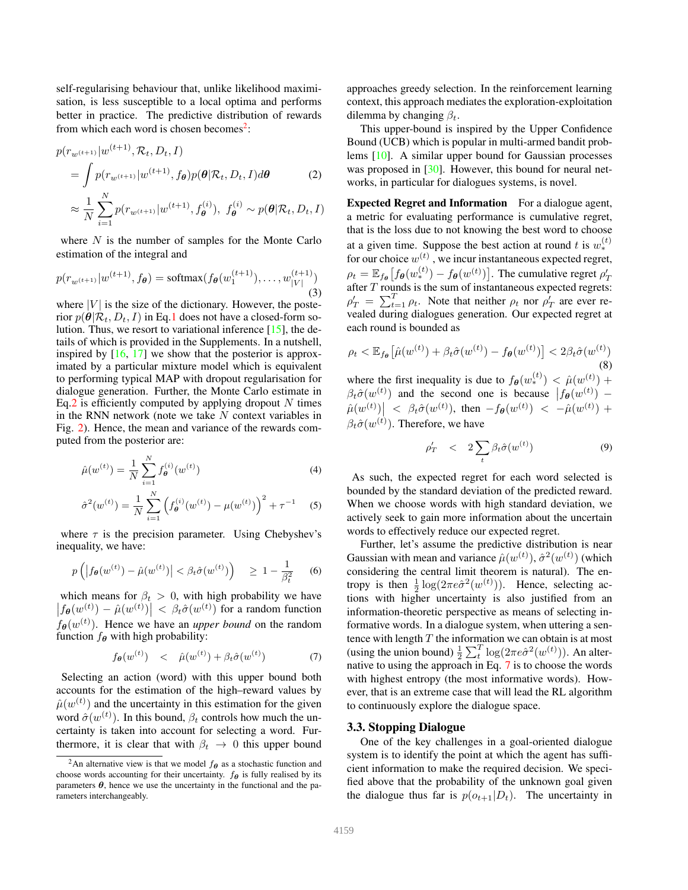self-regularising behaviour that, unlike likelihood maximisation, is less susceptible to a local optima and performs better in practice. The predictive distribution of rewards from which each word is chosen becomes[2]:

$$
\begin{aligned}
p(r_{w^{(t+1)}}|w^{(t+1)}, \mathcal{R}_t, D_t, I) \\
&= \int p(r_{w^{(t+1)}}|w^{(t+1)}, f_{\boldsymbol{\theta}}) p(\boldsymbol{\theta}|\mathcal{R}_t, D_t, I) d\boldsymbol{\theta} \qquad (2) \\
&\approx \frac{1}{N}\sum_{i=1}^{N} p(r_{w^{(t+1)}}|w^{(t+1)}, f_{\boldsymbol{\theta}}^{(i)}),\ f_{\boldsymbol{\theta}}^{(i)} \sim p(\boldsymbol{\theta}|\mathcal{R}_t, D_t, I)
\end{aligned}
$$

where $N$ is the number of samples for the Monte Carlo estimation of the integral and

$$
p(r_{w^{(t+1)}}|w^{(t+1)}, f_{\boldsymbol{\theta}}) = \text{softmax}(f_{\boldsymbol{\theta}}(w_1^{(t+1)}), \ldots, w_{|V|}^{(t+1)}) \qquad (3)
$$

where $|V|$ is the size of the dictionary. However, the posterior $p(\boldsymbol{\theta}|\mathcal{R}_t, D_t, I)$ in Eq.1 does not have a closed-form solution. Thus, we resort to variational inference [15], the details of which is provided in the Supplements. In a nutshell, inspired by [16, 17] we show that the posterior is approximated by a particular mixture model which is equivalent to performing typical MAP with dropout regularisation for dialogue generation. Further, the Monte Carlo estimate in Eq.2 is efficiently computed by applying dropout $N$ times in the RNN network (note we take $N$ context variables in Fig. 2). Hence, the mean and variance of the rewards computed from the posterior are:

$$
\hat{\mu}(w^{(t)}) = \frac{1}{N}\sum_{i=1}^{N} f_{\boldsymbol{\theta}}^{(i)}(w^{(t)}) \qquad (4)
$$

$$
\hat{\sigma}^2(w^{(t)}) = \frac{1}{N}\sum_{i=1}^{N}\left(f_{\boldsymbol{\theta}}^{(i)}(w^{(t)}) - \mu(w^{(t)})\right)^2 + \tau^{-1} \qquad (5)
$$

where $\tau$ is the precision parameter. Using Chebyshev's inequality, we have:

$$
p\left(\left|f_{\boldsymbol{\theta}}(w^{(t)}) - \hat{\mu}(w^{(t)})\right| < \beta_t\hat{\sigma}(w^{(t)})\right) \geq 1 - \frac{1}{\beta_t^2} \qquad (6)
$$

which means for $\beta_t > 0$, with high probability we have $\left|f_{\boldsymbol{\theta}}(w^{(t)}) - \hat{\mu}(w^{(t)})\right| < \beta_t\hat{\sigma}(w^{(t)})$ for a random function $f_{\boldsymbol{\theta}}(w^{(t)})$. Hence we have an *upper bound* on the random function $f_{\boldsymbol{\theta}}$ with high probability:

$$
f_{\boldsymbol{\theta}}(w^{(t)}) < \hat{\mu}(w^{(t)}) + \beta_t\hat{\sigma}(w^{(t)}) \qquad (7)
$$

Selecting an action (word) with this upper bound both accounts for the estimation of the high–reward values by $\hat{\mu}(w^{(t)})$ and the uncertainty in this estimation for the given word $\hat{\sigma}(w^{(t)})$. In this bound, $\beta_t$ controls how much the uncertainty is taken into account for selecting a word. Furthermore, it is clear that with $\beta_t \to 0$ this upper bound approaches greedy selection. In the reinforcement learning context, this approach mediates the exploration-exploitation dilemma by changing $\beta_t$.

This upper-bound is inspired by the Upper Confidence Bound (UCB) which is popular in multi-armed bandit problems [10]. A similar upper bound for Gaussian processes was proposed in [30]. However, this bound for neural networks, in particular for dialogues systems, is novel.

**Expected Regret and Information** For a dialogue agent, a metric for evaluating performance is cumulative regret, that is the loss due to not knowing the best word to choose at a given time. Suppose the best action at round $t$ is $w_*^{(t)}$ for our choice $w^{(t)}$, we incur instantaneous expected regret, $\rho_t = \mathbb{E}_{f_{\boldsymbol{\theta}}}\left[f_{\boldsymbol{\theta}}(w_*^{(t)}) - f_{\boldsymbol{\theta}}(w^{(t)})\right]$. The cumulative regret $\rho'_T$ after $T$ rounds is the sum of instantaneous expected regrets: $\rho'_T = \sum_{t=1}^{T}\rho_t$. Note that neither $\rho_t$ nor $\rho'_T$ are ever revealed during dialogues generation. Our expected regret at each round is bounded as

$$
\rho_t < \mathbb{E}_{f_{\boldsymbol{\theta}}}\left[\hat{\mu}(w^{(t)}) + \beta_t\hat{\sigma}(w^{(t)}) - f_{\boldsymbol{\theta}}(w^{(t)})\right] < 2\beta_t\hat{\sigma}(w^{(t)}) \qquad (8)
$$

where the first inequality is due to $f_{\boldsymbol{\theta}}(w_*^{(t)}) < \hat{\mu}(w^{(t)}) + \beta_t\hat{\sigma}(w^{(t)})$ and the second one is because $\left|f_{\boldsymbol{\theta}}(w^{(t)}) - \hat{\mu}(w^{(t)})\right| < \beta_t\hat{\sigma}(w^{(t)})$, then $-f_{\boldsymbol{\theta}}(w^{(t)}) < -\hat{\mu}(w^{(t)}) + \beta_t\hat{\sigma}(w^{(t)})$. Therefore, we have

$$
\rho'_T < 2\sum_t \beta_t\hat{\sigma}(w^{(t)}) \qquad (9)
$$

As such, the expected regret for each word selected is bounded by the standard deviation of the predicted reward. When we choose words with high standard deviation, we actively seek to gain more information about the uncertain words to effectively reduce our expected regret.

Further, let's assume the predictive distribution is near Gaussian with mean and variance $\hat{\mu}(w^{(t)})$, $\hat{\sigma}^2(w^{(t)})$ (which considering the central limit theorem is natural). The entropy is then $\frac{1}{2}\log(2\pi e\hat{\sigma}^2(w^{(t)}))$. Hence, selecting actions with higher uncertainty is also justified from an information-theoretic perspective as means of selecting informative words. In a dialogue system, when uttering a sentence with length $T$ the information we can obtain is at most (using the union bound) $\frac{1}{2}\sum_t^T \log(2\pi e\hat{\sigma}^2(w^{(t)}))$. An alternative to using the approach in Eq. 7 is to choose the words with highest entropy (the most informative words). However, that is an extreme case that will lead the RL algorithm to continuously explore the dialogue space.

### 3.3. Stopping Dialogue

One of the key challenges in a goal-oriented dialogue system is to identify the point at which the agent has sufficient information to make the required decision. We specified above that the probability of the unknown goal given the dialogue thus far is $p(o_{t+1}|D_t)$. The uncertainty in

[2] An alternative view is that we model $f_{\boldsymbol{\theta}}$ as a stochastic function and choose words accounting for their uncertainty. $f_{\boldsymbol{\theta}}$ is fully realised by its parameters $\boldsymbol{\theta}$, hence we use the uncertainty in the functional and the parameters interchangeably.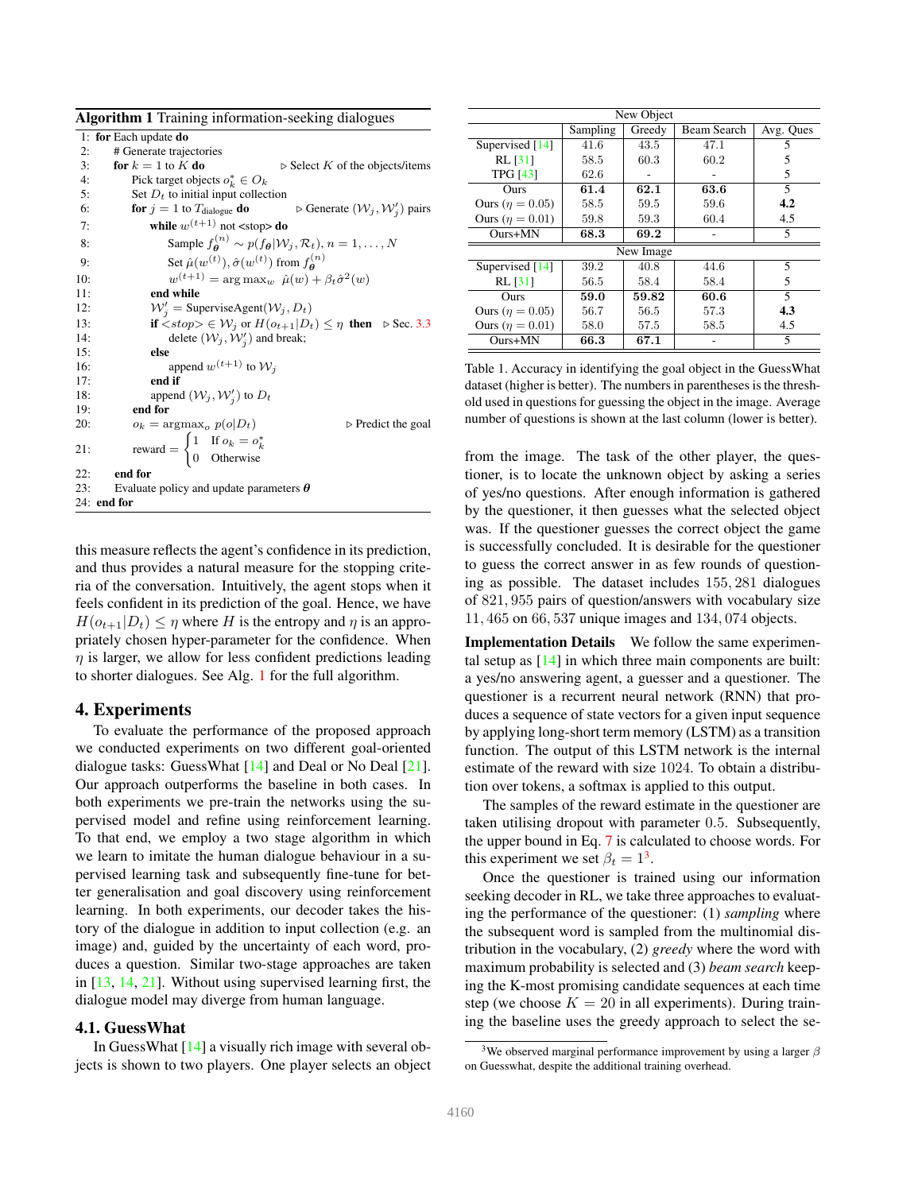**Algorithm 1** Training information-seeking dialogues

```
1:  for Each update do
2:      # Generate trajectories
3:      for k = 1 to K do                                   ▷ Select K of the objects/items
4:          Pick target objects o*_k ∈ O_k
5:          Set D_t to initial input collection
6:          for j = 1 to T_dialogue do                      ▷ Generate (W_j, W'_j) pairs
7:              while w^(t+1) not <stop> do
8:                  Sample f_θ^(n) ~ p(f_θ | W_j, R_t), n = 1, ..., N
9:                  Set μ̂(w^(t)), σ̂(w^(t)) from f_θ^(n)
10:                 w^(t+1) = argmax_w μ̂(w) + β_t σ̂^2(w)
11:             end while
12:             W'_j = SuperviseAgent(W_j, D_t)
13:             if <stop> ∈ W_j or H(o_{t+1} | D_t) ≤ η then      ▷ Sec. 3.3
14:                 delete (W_j, W'_j) and break;
15:             else
16:                 append w^(t+1) to W_j
17:             end if
18:             append (W_j, W'_j) to D_t
19:         end for
20:         o_k = argmax_o p(o | D_t)                       ▷ Predict the goal
21:         reward = { 1  If o_k = o*_k
                     { 0  Otherwise
22:     end for
23:     Evaluate policy and update parameters θ
24: end for
```

this measure reflects the agent's confidence in its prediction, and thus provides a natural measure for the stopping criteria of the conversation. Intuitively, the agent stops when it feels confident in its prediction of the goal. Hence, we have $H(o_{t+1}|D_t) \leq \eta$ where $H$ is the entropy and $\eta$ is an appropriately chosen hyper-parameter for the confidence. When $\eta$ is larger, we allow for less confident predictions leading to shorter dialogues. See Alg. 1 for the full algorithm.

# 4. Experiments

To evaluate the performance of the proposed approach we conducted experiments on two different goal-oriented dialogue tasks: GuessWhat [14] and Deal or No Deal [21]. Our approach outperforms the baseline in both cases. In both experiments we pre-train the networks using the supervised model and refine using reinforcement learning. To that end, we employ a two stage algorithm in which we learn to imitate the human dialogue behaviour in a supervised learning task and subsequently fine-tune for better generalisation and goal discovery using reinforcement learning. In both experiments, our decoder takes the history of the dialogue in addition to input collection (e.g. an image) and, guided by the uncertainty of each word, produces a question. Similar two-stage approaches are taken in [13, 14, 21]. Without using supervised learning first, the dialogue model may diverge from human language.

## 4.1. GuessWhat

In GuessWhat [14] a visually rich image with several objects is shown to two players. One player selects an object from the image. The task of the other player, the questioner, is to locate the unknown object by asking a series of yes/no questions. After enough information is gathered by the questioner, it then guesses what the selected object was. If the questioner guesses the correct object the game is successfully concluded. It is desirable for the questioner to guess the correct answer in as few rounds of questioning as possible. The dataset includes $155,281$ dialogues of $821,955$ pairs of question/answers with vocabulary size $11,465$ on $66,537$ unique images and $134,074$ objects.

| New Object | | | | |
|---|---|---|---|---|
| | Sampling | Greedy | Beam Search | Avg. Ques |
| Supervised [14] | 41.6 | 43.5 | 47.1 | 5 |
| RL [31] | 58.5 | 60.3 | 60.2 | 5 |
| TPG [43] | 62.6 | - | - | 5 |
| Ours | **61.4** | **62.1** | **63.6** | 5 |
| Ours ($\eta = 0.05$) | 58.5 | 59.5 | 59.6 | **4.2** |
| Ours ($\eta = 0.01$) | 59.8 | 59.3 | 60.4 | 4.5 |
| Ours+MN | **68.3** | **69.2** | - | 5 |
| **New Image** | | | | |
| Supervised [14] | 39.2 | 40.8 | 44.6 | 5 |
| RL [31] | 56.5 | 58.4 | 58.4 | 5 |
| Ours | **59.0** | **59.82** | **60.6** | 5 |
| Ours ($\eta = 0.05$) | 56.7 | 56.5 | 57.3 | **4.3** |
| Ours ($\eta = 0.01$) | 58.0 | 57.5 | 58.5 | 4.5 |
| Ours+MN | **66.3** | **67.1** | - | 5 |

Table 1. Accuracy in identifying the goal object in the GuessWhat dataset (higher is better). The numbers in parentheses is the threshold used in questions for guessing the object in the image. Average number of questions is shown at the last column (lower is better).

**Implementation Details** We follow the same experimental setup as [14] in which three main components are built: a yes/no answering agent, a guesser and a questioner. The questioner is a recurrent neural network (RNN) that produces a sequence of state vectors for a given input sequence by applying long-short term memory (LSTM) as a transition function. The output of this LSTM network is the internal estimate of the reward with size $1024$. To obtain a distribution over tokens, a softmax is applied to this output.

The samples of the reward estimate in the questioner are taken utilising dropout with parameter $0.5$. Subsequently, the upper bound in Eq. 7 is calculated to choose words. For this experiment we set $\beta_t = 1$[3].

Once the questioner is trained using our information seeking decoder in RL, we take three approaches to evaluating the performance of the questioner: (1) *sampling* where the subsequent word is sampled from the multinomial distribution in the vocabulary, (2) *greedy* where the word with maximum probability is selected and (3) *beam search* keeping the K-most promising candidate sequences at each time step (we choose $K = 20$ in all experiments). During training the baseline uses the greedy approach to select the se-

[3]We observed marginal performance improvement by using a larger $\beta$ on Guesswhat, despite the additional training overhead.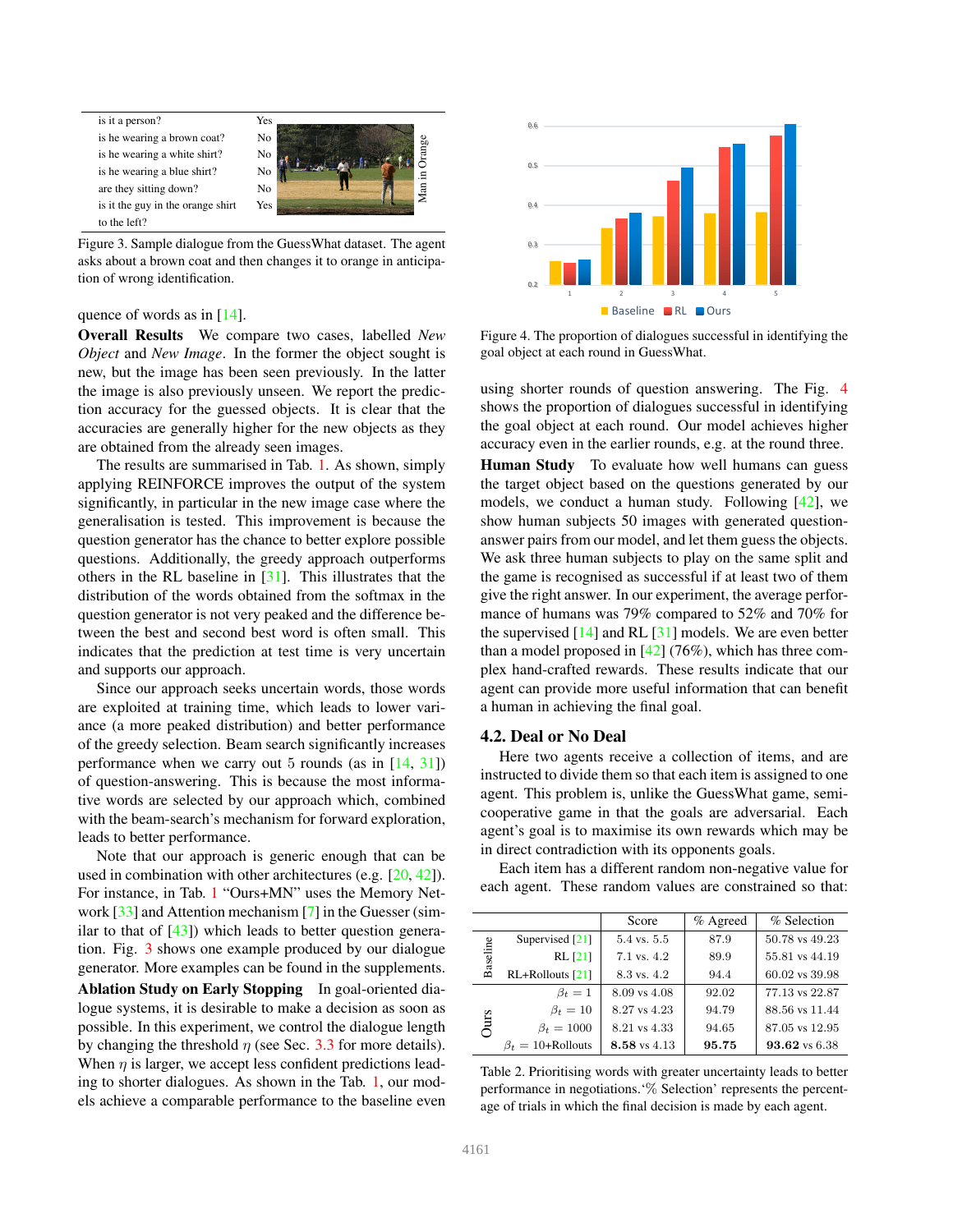| is it a person? | Yes |
| --- | --- |
| is he wearing a brown coat? | No |
| is he wearing a white shirt? | No |
| is he wearing a blue shirt? | No |
| are they sitting down? | No |
| is it the guy in the orange shirt to the left? | Yes |

Man in Orange

Figure 3. Sample dialogue from the GuessWhat dataset. The agent asks about a brown coat and then changes it to orange in anticipation of wrong identification.

quence of words as in [14].

**Overall Results** We compare two cases, labelled *New Object* and *New Image*. In the former the object sought is new, but the image has been seen previously. In the latter the image is also previously unseen. We report the prediction accuracy for the guessed objects. It is clear that the accuracies are generally higher for the new objects as they are obtained from the already seen images.

The results are summarised in Tab. 1. As shown, simply applying REINFORCE improves the output of the system significantly, in particular in the new image case where the generalisation is tested. This improvement is because the question generator has the chance to better explore possible questions. Additionally, the greedy approach outperforms others in the RL baseline in [31]. This illustrates that the distribution of the words obtained from the softmax in the question generator is not very peaked and the difference between the best and second best word is often small. This indicates that the prediction at test time is very uncertain and supports our approach.

Since our approach seeks uncertain words, those words are exploited at training time, which leads to lower variance (a more peaked distribution) and better performance of the greedy selection. Beam search significantly increases performance when we carry out 5 rounds (as in [14, 31]) of question-answering. This is because the most informative words are selected by our approach which, combined with the beam-search's mechanism for forward exploration, leads to better performance.

Note that our approach is generic enough that can be used in combination with other architectures (e.g. [20, 42]). For instance, in Tab. 1 "Ours+MN" uses the Memory Network [33] and Attention mechanism [7] in the Guesser (similar to that of [43]) which leads to better question generation. Fig. 3 shows one example produced by our dialogue generator. More examples can be found in the supplements.

**Ablation Study on Early Stopping** In goal-oriented dialogue systems, it is desirable to make a decision as soon as possible. In this experiment, we control the dialogue length by changing the threshold $\eta$ (see Sec. 3.3 for more details). When $\eta$ is larger, we accept less confident predictions leading to shorter dialogues. As shown in the Tab. 1, our models achieve a comparable performance to the baseline even using shorter rounds of question answering. The Fig. 4 shows the proportion of dialogues successful in identifying the goal object at each round. Our model achieves higher accuracy even in the earlier rounds, e.g. at the round three.

Figure 4. The proportion of dialogues successful in identifying the goal object at each round in GuessWhat.

**Human Study** To evaluate how well humans can guess the target object based on the questions generated by our models, we conduct a human study. Following [42], we show human subjects 50 images with generated question-answer pairs from our model, and let them guess the objects. We ask three human subjects to play on the same split and the game is recognised as successful if at least two of them give the right answer. In our experiment, the average performance of humans was 79% compared to 52% and 70% for the supervised [14] and RL [31] models. We are even better than a model proposed in [42] (76%), which has three complex hand-crafted rewards. These results indicate that our agent can provide more useful information that can benefit a human in achieving the final goal.

### 4.2. Deal or No Deal

Here two agents receive a collection of items, and are instructed to divide them so that each item is assigned to one agent. This problem is, unlike the GuessWhat game, semi-cooperative game in that the goals are adversarial. Each agent's goal is to maximise its own rewards which may be in direct contradiction with its opponents goals.

Each item has a different random non-negative value for each agent. These random values are constrained so that:

| | | Score | % Agreed | % Selection |
| --- | --- | --- | --- | --- |
| Baseline | Supervised [21] | 5.4 vs. 5.5 | 87.9 | 50.78 vs 49.23 |
| | RL [21] | 7.1 vs. 4.2 | 89.9 | 55.81 vs 44.19 |
| | RL+Rollouts [21] | 8.3 vs. 4.2 | 94.4 | 60.02 vs 39.98 |
| Ours | $\beta_t = 1$ | 8.09 vs 4.08 | 92.02 | 77.13 vs 22.87 |
| | $\beta_t = 10$ | 8.27 vs 4.23 | 94.79 | 88.56 vs 11.44 |
| | $\beta_t = 1000$ | 8.21 vs 4.33 | 94.65 | 87.05 vs 12.95 |
| | $\beta_t$ = 10+Rollouts | **8.58** vs 4.13 | **95.75** | **93.62** vs 6.38 |

Table 2. Prioritising words with greater uncertainty leads to better performance in negotiations.'% Selection' represents the percentage of trials in which the final decision is made by each agent.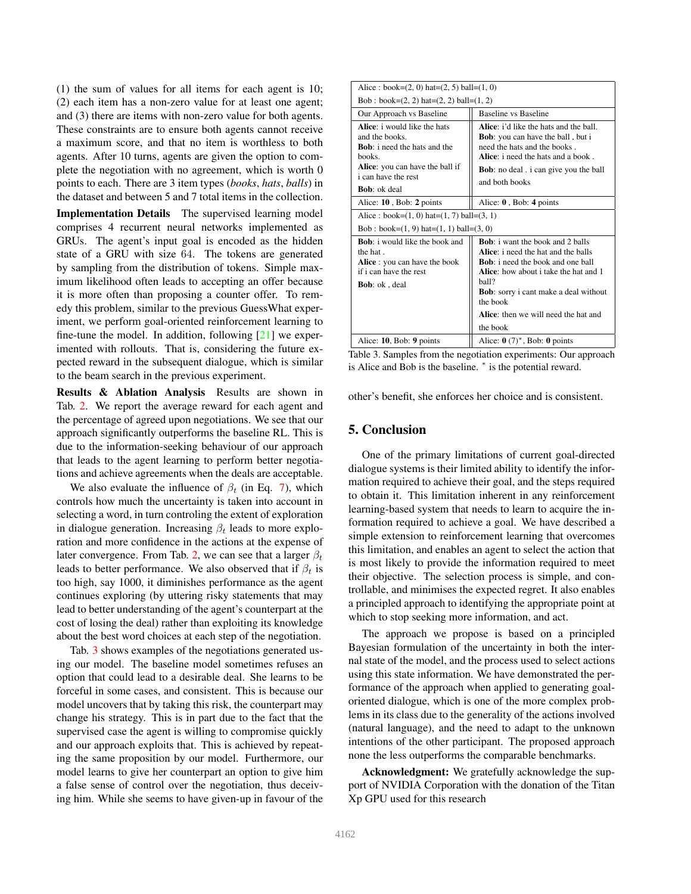(1) the sum of values for all items for each agent is 10; (2) each item has a non-zero value for at least one agent; and (3) there are items with non-zero value for both agents. These constraints are to ensure both agents cannot receive a maximum score, and that no item is worthless to both agents. After 10 turns, agents are given the option to complete the negotiation with no agreement, which is worth 0 points to each. There are 3 item types (*books*, *hats*, *balls*) in the dataset and between 5 and 7 total items in the collection.

**Implementation Details** The supervised learning model comprises 4 recurrent neural networks implemented as GRUs. The agent's input goal is encoded as the hidden state of a GRU with size 64. The tokens are generated by sampling from the distribution of tokens. Simple maximum likelihood often leads to accepting an offer because it is more often than proposing a counter offer. To remedy this problem, similar to the previous GuessWhat experiment, we perform goal-oriented reinforcement learning to fine-tune the model. In addition, following [21] we experimented with rollouts. That is, considering the future expected reward in the subsequent dialogue, which is similar to the beam search in the previous experiment.

**Results & Ablation Analysis** Results are shown in Tab. 2. We report the average reward for each agent and the percentage of agreed upon negotiations. We see that our approach significantly outperforms the baseline RL. This is due to the information-seeking behaviour of our approach that leads to the agent learning to perform better negotiations and achieve agreements when the deals are acceptable.

We also evaluate the influence of $\beta_t$ (in Eq. 7), which controls how much the uncertainty is taken into account in selecting a word, in turn controling the extent of exploration in dialogue generation. Increasing $\beta_t$ leads to more exploration and more confidence in the actions at the expense of later convergence. From Tab. 2, we can see that a larger $\beta_t$ leads to better performance. We also observed that if $\beta_t$ is too high, say 1000, it diminishes performance as the agent continues exploring (by uttering risky statements that may lead to better understanding of the agent's counterpart at the cost of losing the deal) rather than exploiting its knowledge about the best word choices at each step of the negotiation.

Tab. 3 shows examples of the negotiations generated using our model. The baseline model sometimes refuses an option that could lead to a desirable deal. She learns to be forceful in some cases, and consistent. This is because our model uncovers that by taking this risk, the counterpart may change his strategy. This is in part due to the fact that the supervised case the agent is willing to compromise quickly and our approach exploits that. This is achieved by repeating the same proposition by our model. Furthermore, our model learns to give her counterpart an option to give him a false sense of control over the negotiation, thus deceiving him. While she seems to have given-up in favour of the other's benefit, she enforces her choice and is consistent.

| Our Approach vs Baseline | Baseline vs Baseline |
|---|---|
| Alice : book=(2, 0) hat=(2, 5) ball=(1, 0) <br> Bob : book=(2, 2) hat=(2, 2) ball=(1, 2) | |
| **Alice**: i would like the hats and the books. <br> **Bob**: i need the hats and the books. <br> **Alice**: you can have the ball if i can have the rest <br> **Bob**: ok deal | **Alice**: i'd like the hats and the ball. <br> **Bob**: you can have the ball , but i need the hats and the books . <br> **Alice**: i need the hats and a book . <br> **Bob**: no deal . i can give you the ball and both books |
| Alice: **10** , Bob: **2** points | Alice: **0** , Bob: **4** points |
| Alice : book=(1, 0) hat=(1, 7) ball=(3, 1) <br> Bob : book=(1, 9) hat=(1, 1) ball=(3, 0) | |
| **Bob**: i would like the book and the hat . <br> **Alice** : you can have the book if i can have the rest <br> **Bob**: ok , deal | **Bob**: i want the book and 2 balls <br> **Alice**: i need the hat and the balls <br> **Bob**: i need the book and one ball <br> **Alice**: how about i take the hat and 1 ball? <br> **Bob**: sorry i cant make a deal without the book <br> **Alice**: then we will need the hat and the book |
| Alice: **10**, Bob: **9** points | Alice: **0** (7)*, Bob: **0** points |

Table 3. Samples from the negotiation experiments: Our approach is Alice and Bob is the baseline. * is the potential reward.

## 5. Conclusion

One of the primary limitations of current goal-directed dialogue systems is their limited ability to identify the information required to achieve their goal, and the steps required to obtain it. This limitation inherent in any reinforcement learning-based system that needs to learn to acquire the information required to achieve a goal. We have described a simple extension to reinforcement learning that overcomes this limitation, and enables an agent to select the action that is most likely to provide the information required to meet their objective. The selection process is simple, and controllable, and minimises the expected regret. It also enables a principled approach to identifying the appropriate point at which to stop seeking more information, and act.

The approach we propose is based on a principled Bayesian formulation of the uncertainty in both the internal state of the model, and the process used to select actions using this state information. We have demonstrated the performance of the approach when applied to generating goal-oriented dialogue, which is one of the more complex problems in its class due to the generality of the actions involved (natural language), and the need to adapt to the unknown intentions of the other participant. The proposed approach none the less outperforms the comparable benchmarks.

**Acknowledgment:** We gratefully acknowledge the support of NVIDIA Corporation with the donation of the Titan Xp GPU used for this research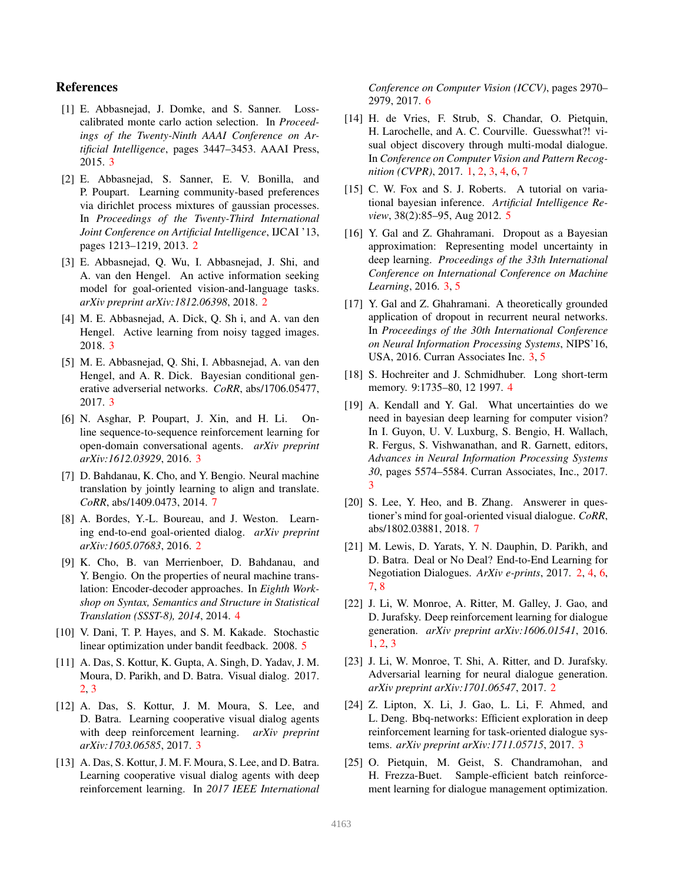## References

[1] E. Abbasnejad, J. Domke, and S. Sanner. Loss-calibrated monte carlo action selection. In *Proceedings of the Twenty-Ninth AAAI Conference on Artificial Intelligence*, pages 3447–3453. AAAI Press, 2015. 3

[2] E. Abbasnejad, S. Sanner, E. V. Bonilla, and P. Poupart. Learning community-based preferences via dirichlet process mixtures of gaussian processes. In *Proceedings of the Twenty-Third International Joint Conference on Artificial Intelligence*, IJCAI '13, pages 1213–1219, 2013. 2

[3] E. Abbasnejad, Q. Wu, I. Abbasnejad, J. Shi, and A. van den Hengel. An active information seeking model for goal-oriented vision-and-language tasks. *arXiv preprint arXiv:1812.06398*, 2018. 2

[4] M. E. Abbasnejad, A. Dick, Q. Sh i, and A. van den Hengel. Active learning from noisy tagged images. 2018. 3

[5] M. E. Abbasnejad, Q. Shi, I. Abbasnejad, A. van den Hengel, and A. R. Dick. Bayesian conditional generative adverserial networks. *CoRR*, abs/1706.05477, 2017. 3

[6] N. Asghar, P. Poupart, J. Xin, and H. Li. Online sequence-to-sequence reinforcement learning for open-domain conversational agents. *arXiv preprint arXiv:1612.03929*, 2016. 3

[7] D. Bahdanau, K. Cho, and Y. Bengio. Neural machine translation by jointly learning to align and translate. *CoRR*, abs/1409.0473, 2014. 7

[8] A. Bordes, Y.-L. Boureau, and J. Weston. Learning end-to-end goal-oriented dialog. *arXiv preprint arXiv:1605.07683*, 2016. 2

[9] K. Cho, B. van Merrienboer, D. Bahdanau, and Y. Bengio. On the properties of neural machine translation: Encoder-decoder approaches. In *Eighth Workshop on Syntax, Semantics and Structure in Statistical Translation (SSST-8), 2014*, 2014. 4

[10] V. Dani, T. P. Hayes, and S. M. Kakade. Stochastic linear optimization under bandit feedback. 2008. 5

[11] A. Das, S. Kottur, K. Gupta, A. Singh, D. Yadav, J. M. Moura, D. Parikh, and D. Batra. Visual dialog. 2017. 2, 3

[12] A. Das, S. Kottur, J. M. Moura, S. Lee, and D. Batra. Learning cooperative visual dialog agents with deep reinforcement learning. *arXiv preprint arXiv:1703.06585*, 2017. 3

[13] A. Das, S. Kottur, J. M. F. Moura, S. Lee, and D. Batra. Learning cooperative visual dialog agents with deep reinforcement learning. In *2017 IEEE International Conference on Computer Vision (ICCV)*, pages 2970–2979, 2017. 6

[14] H. de Vries, F. Strub, S. Chandar, O. Pietquin, H. Larochelle, and A. C. Courville. Guesswhat?! visual object discovery through multi-modal dialogue. In *Conference on Computer Vision and Pattern Recognition (CVPR)*, 2017. 1, 2, 3, 4, 6, 7

[15] C. W. Fox and S. J. Roberts. A tutorial on variational bayesian inference. *Artificial Intelligence Review*, 38(2):85–95, Aug 2012. 5

[16] Y. Gal and Z. Ghahramani. Dropout as a Bayesian approximation: Representing model uncertainty in deep learning. *Proceedings of the 33th International Conference on International Conference on Machine Learning*, 2016. 3, 5

[17] Y. Gal and Z. Ghahramani. A theoretically grounded application of dropout in recurrent neural networks. In *Proceedings of the 30th International Conference on Neural Information Processing Systems*, NIPS'16, USA, 2016. Curran Associates Inc. 3, 5

[18] S. Hochreiter and J. Schmidhuber. Long short-term memory. 9:1735–80, 12 1997. 4

[19] A. Kendall and Y. Gal. What uncertainties do we need in bayesian deep learning for computer vision? In I. Guyon, U. V. Luxburg, S. Bengio, H. Wallach, R. Fergus, S. Vishwanathan, and R. Garnett, editors, *Advances in Neural Information Processing Systems 30*, pages 5574–5584. Curran Associates, Inc., 2017. 3

[20] S. Lee, Y. Heo, and B. Zhang. Answerer in questioner's mind for goal-oriented visual dialogue. *CoRR*, abs/1802.03881, 2018. 7

[21] M. Lewis, D. Yarats, Y. N. Dauphin, D. Parikh, and D. Batra. Deal or No Deal? End-to-End Learning for Negotiation Dialogues. *ArXiv e-prints*, 2017. 2, 4, 6, 7, 8

[22] J. Li, W. Monroe, A. Ritter, M. Galley, J. Gao, and D. Jurafsky. Deep reinforcement learning for dialogue generation. *arXiv preprint arXiv:1606.01541*, 2016. 1, 2, 3

[23] J. Li, W. Monroe, T. Shi, A. Ritter, and D. Jurafsky. Adversarial learning for neural dialogue generation. *arXiv preprint arXiv:1701.06547*, 2017. 2

[24] Z. Lipton, X. Li, J. Gao, L. Li, F. Ahmed, and L. Deng. Bbq-networks: Efficient exploration in deep reinforcement learning for task-oriented dialogue systems. *arXiv preprint arXiv:1711.05715*, 2017. 3

[25] O. Pietquin, M. Geist, S. Chandramohan, and H. Frezza-Buet. Sample-efficient batch reinforcement learning for dialogue management optimization.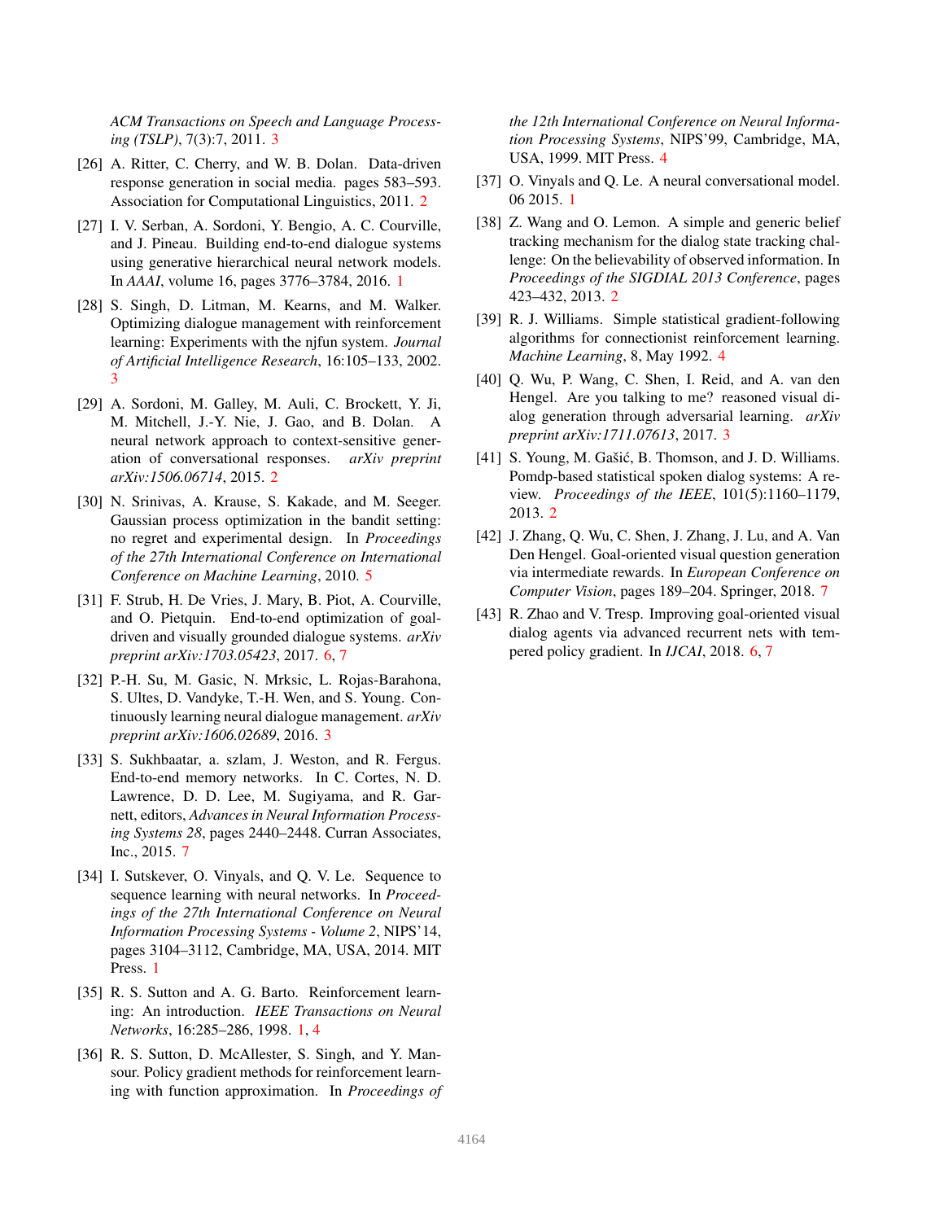*ACM Transactions on Speech and Language Processing (TSLP)*, 7(3):7, 2011. 3

[26] A. Ritter, C. Cherry, and W. B. Dolan. Data-driven response generation in social media. pages 583–593. Association for Computational Linguistics, 2011. 2

[27] I. V. Serban, A. Sordoni, Y. Bengio, A. C. Courville, and J. Pineau. Building end-to-end dialogue systems using generative hierarchical neural network models. In *AAAI*, volume 16, pages 3776–3784, 2016. 1

[28] S. Singh, D. Litman, M. Kearns, and M. Walker. Optimizing dialogue management with reinforcement learning: Experiments with the njfun system. *Journal of Artificial Intelligence Research*, 16:105–133, 2002. 3

[29] A. Sordoni, M. Galley, M. Auli, C. Brockett, Y. Ji, M. Mitchell, J.-Y. Nie, J. Gao, and B. Dolan. A neural network approach to context-sensitive generation of conversational responses. *arXiv preprint arXiv:1506.06714*, 2015. 2

[30] N. Srinivas, A. Krause, S. Kakade, and M. Seeger. Gaussian process optimization in the bandit setting: no regret and experimental design. In *Proceedings of the 27th International Conference on International Conference on Machine Learning*, 2010. 5

[31] F. Strub, H. De Vries, J. Mary, B. Piot, A. Courville, and O. Pietquin. End-to-end optimization of goal-driven and visually grounded dialogue systems. *arXiv preprint arXiv:1703.05423*, 2017. 6, 7

[32] P.-H. Su, M. Gasic, N. Mrksic, L. Rojas-Barahona, S. Ultes, D. Vandyke, T.-H. Wen, and S. Young. Continuously learning neural dialogue management. *arXiv preprint arXiv:1606.02689*, 2016. 3

[33] S. Sukhbaatar, a. szlam, J. Weston, and R. Fergus. End-to-end memory networks. In C. Cortes, N. D. Lawrence, D. D. Lee, M. Sugiyama, and R. Garnett, editors, *Advances in Neural Information Processing Systems 28*, pages 2440–2448. Curran Associates, Inc., 2015. 7

[34] I. Sutskever, O. Vinyals, and Q. V. Le. Sequence to sequence learning with neural networks. In *Proceedings of the 27th International Conference on Neural Information Processing Systems - Volume 2*, NIPS'14, pages 3104–3112, Cambridge, MA, USA, 2014. MIT Press. 1

[35] R. S. Sutton and A. G. Barto. Reinforcement learning: An introduction. *IEEE Transactions on Neural Networks*, 16:285–286, 1998. 1, 4

[36] R. S. Sutton, D. McAllester, S. Singh, and Y. Mansour. Policy gradient methods for reinforcement learning with function approximation. In *Proceedings of the 12th International Conference on Neural Information Processing Systems*, NIPS'99, Cambridge, MA, USA, 1999. MIT Press. 4

[37] O. Vinyals and Q. Le. A neural conversational model. 06 2015. 1

[38] Z. Wang and O. Lemon. A simple and generic belief tracking mechanism for the dialog state tracking challenge: On the believability of observed information. In *Proceedings of the SIGDIAL 2013 Conference*, pages 423–432, 2013. 2

[39] R. J. Williams. Simple statistical gradient-following algorithms for connectionist reinforcement learning. *Machine Learning*, 8, May 1992. 4

[40] Q. Wu, P. Wang, C. Shen, I. Reid, and A. van den Hengel. Are you talking to me? reasoned visual dialog generation through adversarial learning. *arXiv preprint arXiv:1711.07613*, 2017. 3

[41] S. Young, M. Gašić, B. Thomson, and J. D. Williams. Pomdp-based statistical spoken dialog systems: A review. *Proceedings of the IEEE*, 101(5):1160–1179, 2013. 2

[42] J. Zhang, Q. Wu, C. Shen, J. Zhang, J. Lu, and A. Van Den Hengel. Goal-oriented visual question generation via intermediate rewards. In *European Conference on Computer Vision*, pages 189–204. Springer, 2018. 7

[43] R. Zhao and V. Tresp. Improving goal-oriented visual dialog agents via advanced recurrent nets with tempered policy gradient. In *IJCAI*, 2018. 6, 7